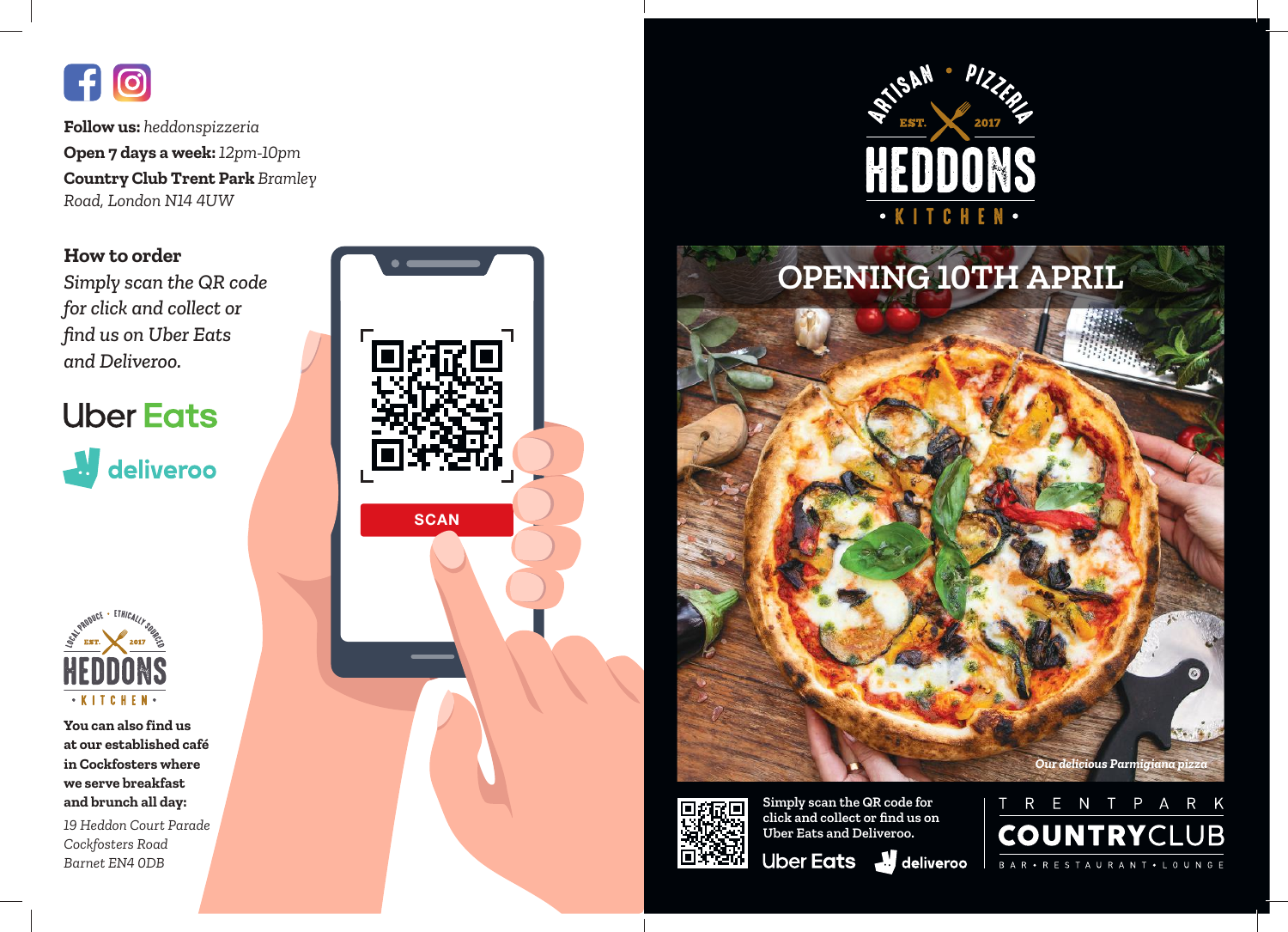**Follow us:** *heddonspizzeria*

**Open 7 days a week:** *12pm-10pm*

**Country Club Trent Park** *Bramley Road, London N14 4UW*

## How to order

*Simply scan the QR code for click and collect or find us on Uber Eats and Deliveroo.*

Uber Eats

deliveroo

SCAN

LOCAL PRODUCE · ETHICALLY SOURCED

EST. 2017

HEDDONS

· KITCHEN ·

**You can also find us at our established café in Cockfosters where we serve breakfast and brunch all day:**

*19 Heddon Court Parade*
*Cockfosters Road*
*Barnet EN4 0DB*

ARTISAN · PIZZERIA

EST. 2017

# HEDDONS

· KITCHEN ·

## OPENING 10TH APRIL

*Our delicious Parmigiana pizza*

Simply scan the QR code for click and collect or find us on Uber Eats and Deliveroo.

Uber Eats deliveroo

TRENT PARK

COUNTRYCLUB

BAR · RESTAURANT · LOUNGE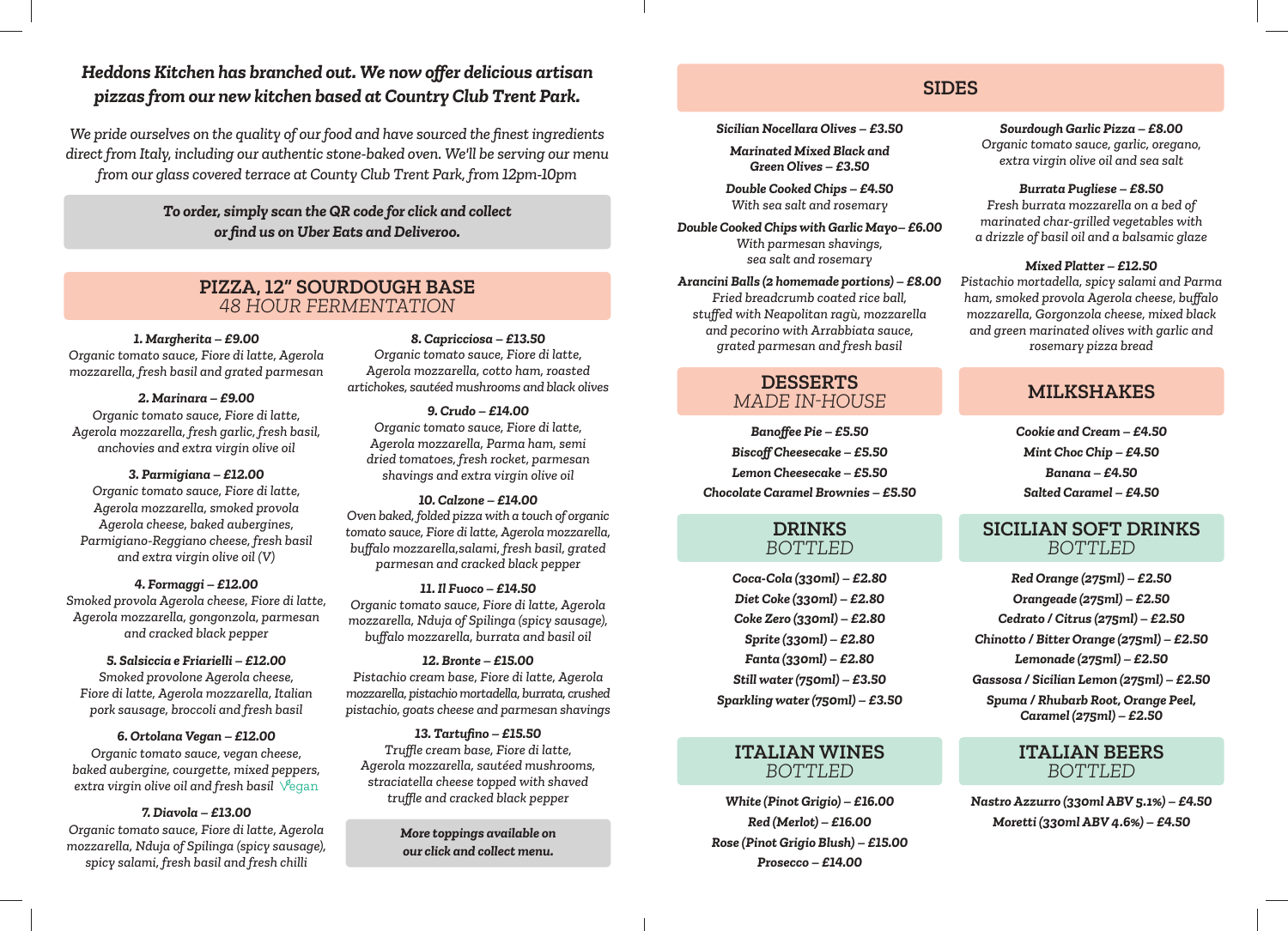***Heddons Kitchen has branched out. We now offer delicious artisan pizzas from our new kitchen based at Country Club Trent Park.***

*We pride ourselves on the quality of our food and have sourced the finest ingredients direct from Italy, including our authentic stone-baked oven. We'll be serving our menu from our glass covered terrace at County Club Trent Park, from 12pm-10pm*

***To order, simply scan the QR code for click and collect or find us on Uber Eats and Deliveroo.***

## PIZZA, 12" SOURDOUGH BASE
### 48 HOUR FERMENTATION

***1. Margherita – £9.00***
*Organic tomato sauce, Fiore di latte, Agerola mozzarella, fresh basil and grated parmesan*

***2. Marinara – £9.00***
*Organic tomato sauce, Fiore di latte, Agerola mozzarella, fresh garlic, fresh basil, anchovies and extra virgin olive oil*

***3. Parmigiana – £12.00***
*Organic tomato sauce, Fiore di latte, Agerola mozzarella, smoked provola Agerola cheese, baked aubergines, Parmigiano-Reggiano cheese, fresh basil and extra virgin olive oil (V)*

***4. Formaggi – £12.00***
*Smoked provola Agerola cheese, Fiore di latte, Agerola mozzarella, gongonzola, parmesan and cracked black pepper*

***5. Salsiccia e Friarielli – £12.00***
*Smoked provolone Agerola cheese, Fiore di latte, Agerola mozzarella, Italian pork sausage, broccoli and fresh basil*

***6. Ortolana Vegan – £12.00***
*Organic tomato sauce, vegan cheese, baked aubergine, courgette, mixed peppers, extra virgin olive oil and fresh basil* Vegan

***7. Diavola – £13.00***
*Organic tomato sauce, Fiore di latte, Agerola mozzarella, Nduja of Spilinga (spicy sausage), spicy salami, fresh basil and fresh chilli*

***8. Capricciosa – £13.50***
*Organic tomato sauce, Fiore di latte, Agerola mozzarella, cotto ham, roasted artichokes, sautéed mushrooms and black olives*

***9. Crudo – £14.00***
*Organic tomato sauce, Fiore di latte, Agerola mozzarella, Parma ham, semi dried tomatoes, fresh rocket, parmesan shavings and extra virgin olive oil*

***10. Calzone – £14.00***
*Oven baked, folded pizza with a touch of organic tomato sauce, Fiore di latte, Agerola mozzarella, buffalo mozzarella,salami, fresh basil, grated parmesan and cracked black pepper*

***11. Il Fuoco – £14.50***
*Organic tomato sauce, Fiore di latte, Agerola mozzarella, Nduja of Spilinga (spicy sausage), buffalo mozzarella, burrata and basil oil*

***12. Bronte – £15.00***
*Pistachio cream base, Fiore di latte, Agerola mozzarella, pistachio mortadella, burrata, crushed pistachio, goats cheese and parmesan shavings*

***13. Tartufino – £15.50***
*Truffle cream base, Fiore di latte, Agerola mozzarella, sautéed mushrooms, straciatella cheese topped with shaved truffle and cracked black pepper*

***More toppings available on our click and collect menu.***

## SIDES

***Sicilian Nocellara Olives – £3.50***

***Marinated Mixed Black and Green Olives – £3.50***

***Double Cooked Chips – £4.50***
*With sea salt and rosemary*

***Double Cooked Chips with Garlic Mayo– £6.00***
*With parmesan shavings, sea salt and rosemary*

***Arancini Balls (2 homemade portions) – £8.00***
*Fried breadcrumb coated rice ball, stuffed with Neapolitan ragù, mozzarella and pecorino with Arrabbiata sauce, grated parmesan and fresh basil*

***Sourdough Garlic Pizza – £8.00***
*Organic tomato sauce, garlic, oregano, extra virgin olive oil and sea salt*

***Burrata Pugliese – £8.50***
*Fresh burrata mozzarella on a bed of marinated char-grilled vegetables with a drizzle of basil oil and a balsamic glaze*

***Mixed Platter – £12.50***
*Pistachio mortadella, spicy salami and Parma ham, smoked provola Agerola cheese, buffalo mozzarella, Gorgonzola cheese, mixed black and green marinated olives with garlic and rosemary pizza bread*

## DESSERTS
### MADE IN-HOUSE

***Banoffee Pie – £5.50***
***Biscoff Cheesecake – £5.50***
***Lemon Cheesecake – £5.50***
***Chocolate Caramel Brownies – £5.50***

## MILKSHAKES

***Cookie and Cream – £4.50***
***Mint Choc Chip – £4.50***
***Banana – £4.50***
***Salted Caramel – £4.50***

## DRINKS
### BOTTLED

***Coca-Cola (330ml) – £2.80***
***Diet Coke (330ml) – £2.80***
***Coke Zero (330ml) – £2.80***
***Sprite (330ml) – £2.80***
***Fanta (330ml) – £2.80***
***Still water (750ml) – £3.50***
***Sparkling water (750ml) – £3.50***

## SICILIAN SOFT DRINKS
### BOTTLED

***Red Orange (275ml) – £2.50***
***Orangeade (275ml) – £2.50***
***Cedrato / Citrus (275ml) – £2.50***
***Chinotto / Bitter Orange (275ml) – £2.50***
***Lemonade (275ml) – £2.50***
***Gassosa / Sicilian Lemon (275ml) – £2.50***
***Spuma / Rhubarb Root, Orange Peel, Caramel (275ml) – £2.50***

## ITALIAN WINES
### BOTTLED

***White (Pinot Grigio) – £16.00***
***Red (Merlot) – £16.00***
***Rose (Pinot Grigio Blush) – £15.00***
***Prosecco – £14.00***

## ITALIAN BEERS
### BOTTLED

***Nastro Azzurro (330ml ABV 5.1%) – £4.50***
***Moretti (330ml ABV 4.6%) – £4.50***